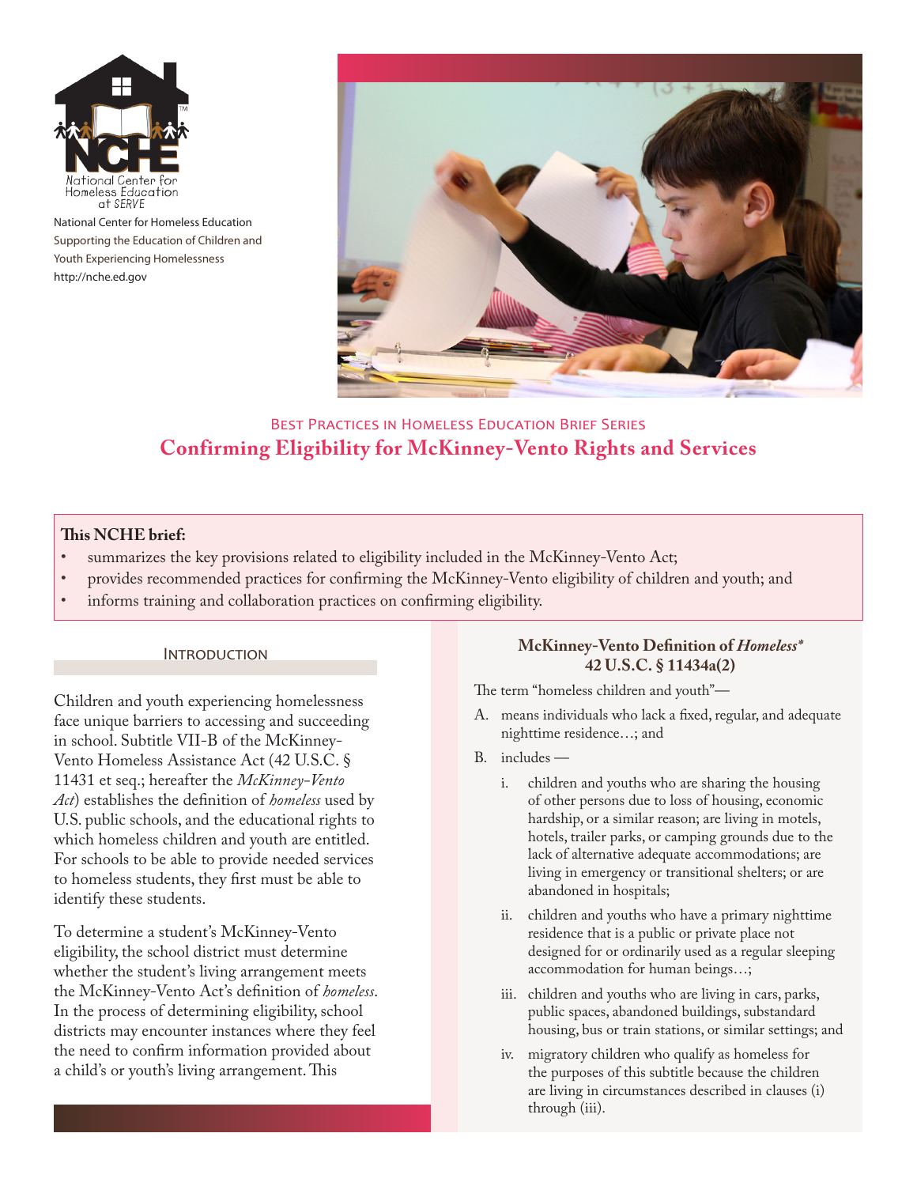National Center for Homeless Education
Supporting the Education of Children and Youth Experiencing Homelessness
http://nche.ed.gov

Best Practices in Homeless Education Brief Series

# Confirming Eligibility for McKinney-Vento Rights and Services

**This NCHE brief:**

- summarizes the key provisions related to eligibility included in the McKinney-Vento Act;
- provides recommended practices for confirming the McKinney-Vento eligibility of children and youth; and
- informs training and collaboration practices on confirming eligibility.

## Introduction

Children and youth experiencing homelessness face unique barriers to accessing and succeeding in school. Subtitle VII-B of the McKinney-Vento Homeless Assistance Act (42 U.S.C. § 11431 et seq.; hereafter the *McKinney-Vento Act*) establishes the definition of *homeless* used by U.S. public schools, and the educational rights to which homeless children and youth are entitled. For schools to be able to provide needed services to homeless students, they first must be able to identify these students.

To determine a student's McKinney-Vento eligibility, the school district must determine whether the student's living arrangement meets the McKinney-Vento Act's definition of *homeless*. In the process of determining eligibility, school districts may encounter instances where they feel the need to confirm information provided about a child's or youth's living arrangement. This

### McKinney-Vento Definition of *Homeless** 42 U.S.C. § 11434a(2)

The term "homeless children and youth"—

A. means individuals who lack a fixed, regular, and adequate nighttime residence…; and

B. includes —

   i. children and youths who are sharing the housing of other persons due to loss of housing, economic hardship, or a similar reason; are living in motels, hotels, trailer parks, or camping grounds due to the lack of alternative adequate accommodations; are living in emergency or transitional shelters; or are abandoned in hospitals;

   ii. children and youths who have a primary nighttime residence that is a public or private place not designed for or ordinarily used as a regular sleeping accommodation for human beings…;

   iii. children and youths who are living in cars, parks, public spaces, abandoned buildings, substandard housing, bus or train stations, or similar settings; and

   iv. migratory children who qualify as homeless for the purposes of this subtitle because the children are living in circumstances described in clauses (i) through (iii).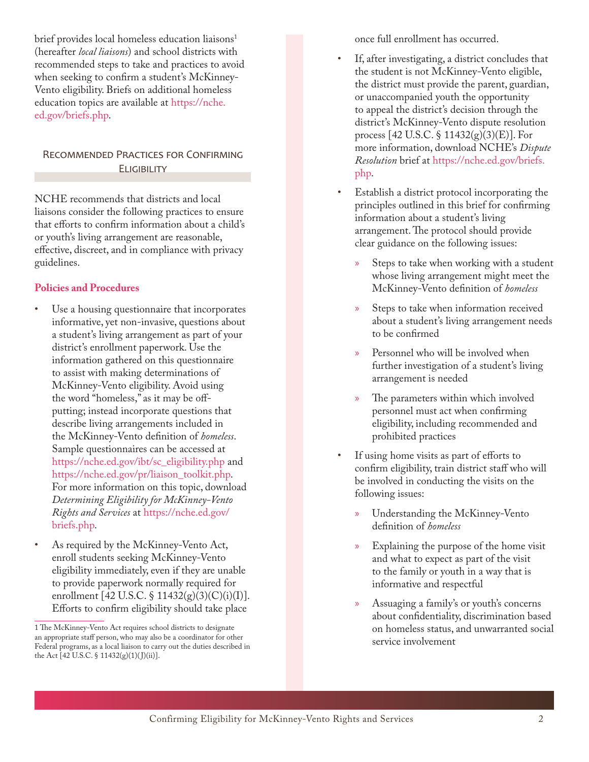brief provides local homeless education liaisons[1] (hereafter *local liaisons*) and school districts with recommended steps to take and practices to avoid when seeking to confirm a student's McKinney-Vento eligibility. Briefs on additional homeless education topics are available at https://nche.ed.gov/briefs.php.

## Recommended Practices for Confirming Eligibility

NCHE recommends that districts and local liaisons consider the following practices to ensure that efforts to confirm information about a child's or youth's living arrangement are reasonable, effective, discreet, and in compliance with privacy guidelines.

### Policies and Procedures

- Use a housing questionnaire that incorporates informative, yet non-invasive, questions about a student's living arrangement as part of your district's enrollment paperwork. Use the information gathered on this questionnaire to assist with making determinations of McKinney-Vento eligibility. Avoid using the word "homeless," as it may be off-putting; instead incorporate questions that describe living arrangements included in the McKinney-Vento definition of *homeless*. Sample questionnaires can be accessed at https://nche.ed.gov/ibt/sc_eligibility.php and https://nche.ed.gov/pr/liaison_toolkit.php. For more information on this topic, download *Determining Eligibility for McKinney-Vento Rights and Services* at https://nche.ed.gov/briefs.php.
- As required by the McKinney-Vento Act, enroll students seeking McKinney-Vento eligibility immediately, even if they are unable to provide paperwork normally required for enrollment [42 U.S.C. § 11432(g)(3)(C)(i)(I)]. Efforts to confirm eligibility should take place once full enrollment has occurred.
- If, after investigating, a district concludes that the student is not McKinney-Vento eligible, the district must provide the parent, guardian, or unaccompanied youth the opportunity to appeal the district's decision through the district's McKinney-Vento dispute resolution process [42 U.S.C. § 11432(g)(3)(E)]. For more information, download NCHE's *Dispute Resolution* brief at https://nche.ed.gov/briefs.php.
- Establish a district protocol incorporating the principles outlined in this brief for confirming information about a student's living arrangement. The protocol should provide clear guidance on the following issues:
  - Steps to take when working with a student whose living arrangement might meet the McKinney-Vento definition of *homeless*
  - Steps to take when information received about a student's living arrangement needs to be confirmed
  - Personnel who will be involved when further investigation of a student's living arrangement is needed
  - The parameters within which involved personnel must act when confirming eligibility, including recommended and prohibited practices
- If using home visits as part of efforts to confirm eligibility, train district staff who will be involved in conducting the visits on the following issues:
  - Understanding the McKinney-Vento definition of *homeless*
  - Explaining the purpose of the home visit and what to expect as part of the visit to the family or youth in a way that is informative and respectful
  - Assuaging a family's or youth's concerns about confidentiality, discrimination based on homeless status, and unwarranted social service involvement

[1] The McKinney-Vento Act requires school districts to designate an appropriate staff person, who may also be a coordinator for other Federal programs, as a local liaison to carry out the duties described in the Act [42 U.S.C. § 11432(g)(1)(J)(ii)].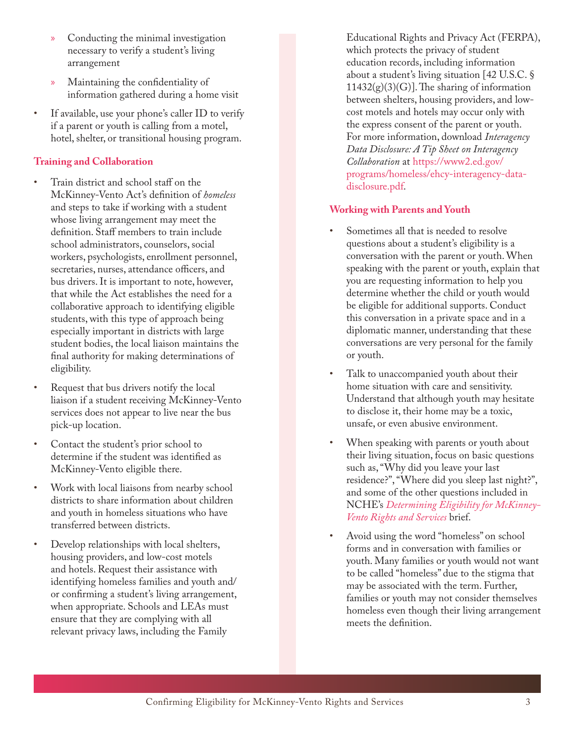- Conducting the minimal investigation necessary to verify a student's living arrangement
  - Maintaining the confidentiality of information gathered during a home visit
- If available, use your phone's caller ID to verify if a parent or youth is calling from a motel, hotel, shelter, or transitional housing program.

### Training and Collaboration

- Train district and school staff on the McKinney-Vento Act's definition of *homeless* and steps to take if working with a student whose living arrangement may meet the definition. Staff members to train include school administrators, counselors, social workers, psychologists, enrollment personnel, secretaries, nurses, attendance officers, and bus drivers. It is important to note, however, that while the Act establishes the need for a collaborative approach to identifying eligible students, with this type of approach being especially important in districts with large student bodies, the local liaison maintains the final authority for making determinations of eligibility.
- Request that bus drivers notify the local liaison if a student receiving McKinney-Vento services does not appear to live near the bus pick-up location.
- Contact the student's prior school to determine if the student was identified as McKinney-Vento eligible there.
- Work with local liaisons from nearby school districts to share information about children and youth in homeless situations who have transferred between districts.
- Develop relationships with local shelters, housing providers, and low-cost motels and hotels. Request their assistance with identifying homeless families and youth and/or confirming a student's living arrangement, when appropriate. Schools and LEAs must ensure that they are complying with all relevant privacy laws, including the Family Educational Rights and Privacy Act (FERPA), which protects the privacy of student education records, including information about a student's living situation [42 U.S.C. § 11432(g)(3)(G)]. The sharing of information between shelters, housing providers, and low-cost motels and hotels may occur only with the express consent of the parent or youth. For more information, download *Interagency Data Disclosure: A Tip Sheet on Interagency Collaboration* at https://www2.ed.gov/programs/homeless/ehcy-interagency-data-disclosure.pdf.

### Working with Parents and Youth

- Sometimes all that is needed to resolve questions about a student's eligibility is a conversation with the parent or youth. When speaking with the parent or youth, explain that you are requesting information to help you determine whether the child or youth would be eligible for additional supports. Conduct this conversation in a private space and in a diplomatic manner, understanding that these conversations are very personal for the family or youth.
- Talk to unaccompanied youth about their home situation with care and sensitivity. Understand that although youth may hesitate to disclose it, their home may be a toxic, unsafe, or even abusive environment.
- When speaking with parents or youth about their living situation, focus on basic questions such as, "Why did you leave your last residence?", "Where did you sleep last night?", and some of the other questions included in NCHE's *Determining Eligibility for McKinney-Vento Rights and Services* brief.
- Avoid using the word "homeless" on school forms and in conversation with families or youth. Many families or youth would not want to be called "homeless" due to the stigma that may be associated with the term. Further, families or youth may not consider themselves homeless even though their living arrangement meets the definition.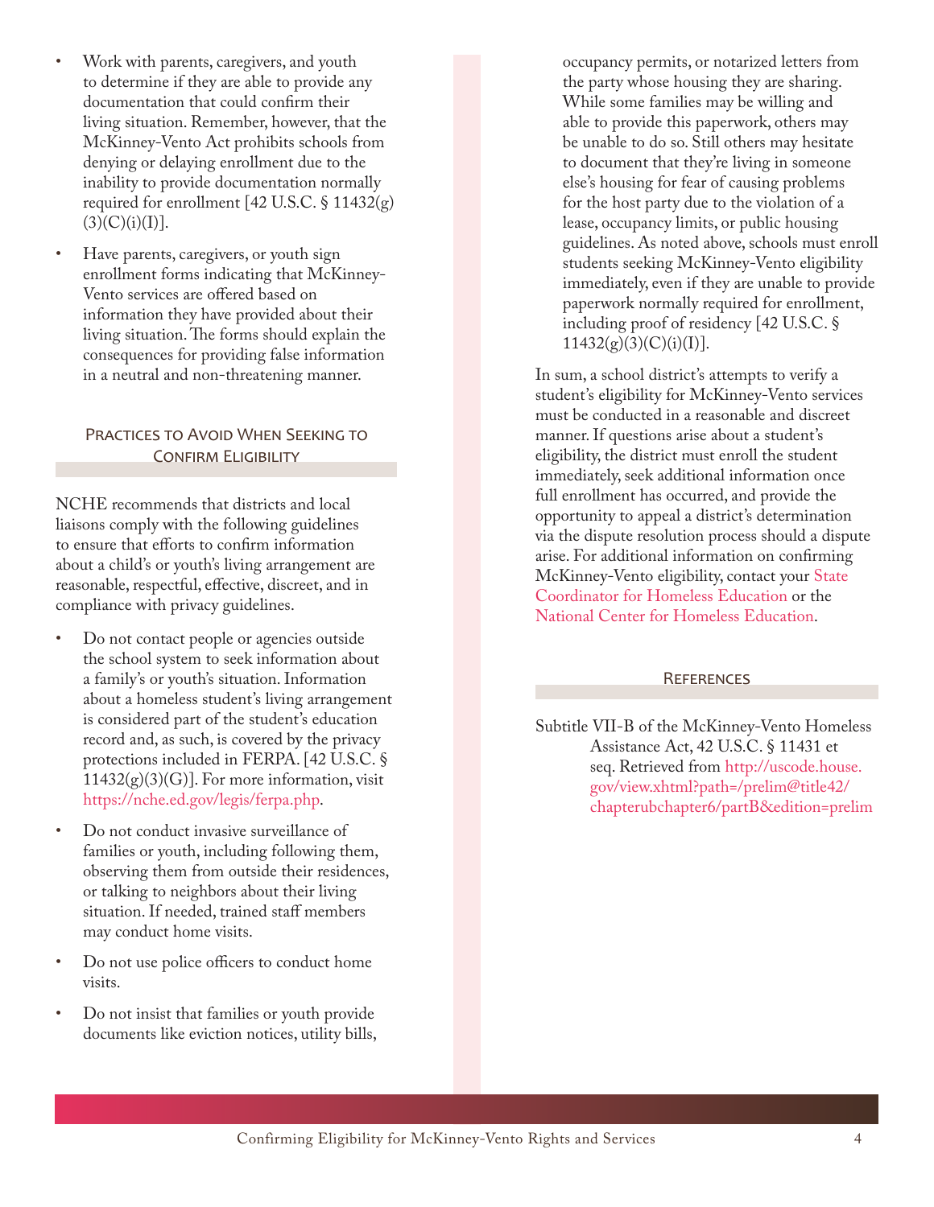- Work with parents, caregivers, and youth to determine if they are able to provide any documentation that could confirm their living situation. Remember, however, that the McKinney-Vento Act prohibits schools from denying or delaying enrollment due to the inability to provide documentation normally required for enrollment [42 U.S.C. § 11432(g)(3)(C)(i)(I)].
- Have parents, caregivers, or youth sign enrollment forms indicating that McKinney-Vento services are offered based on information they have provided about their living situation. The forms should explain the consequences for providing false information in a neutral and non-threatening manner.

## Practices to Avoid When Seeking to Confirm Eligibility

NCHE recommends that districts and local liaisons comply with the following guidelines to ensure that efforts to confirm information about a child's or youth's living arrangement are reasonable, respectful, effective, discreet, and in compliance with privacy guidelines.

- Do not contact people or agencies outside the school system to seek information about a family's or youth's situation. Information about a homeless student's living arrangement is considered part of the student's education record and, as such, is covered by the privacy protections included in FERPA. [42 U.S.C. § 11432(g)(3)(G)]. For more information, visit https://nche.ed.gov/legis/ferpa.php.
- Do not conduct invasive surveillance of families or youth, including following them, observing them from outside their residences, or talking to neighbors about their living situation. If needed, trained staff members may conduct home visits.
- Do not use police officers to conduct home visits.
- Do not insist that families or youth provide documents like eviction notices, utility bills, occupancy permits, or notarized letters from the party whose housing they are sharing. While some families may be willing and able to provide this paperwork, others may be unable to do so. Still others may hesitate to document that they're living in someone else's housing for fear of causing problems for the host party due to the violation of a lease, occupancy limits, or public housing guidelines. As noted above, schools must enroll students seeking McKinney-Vento eligibility immediately, even if they are unable to provide paperwork normally required for enrollment, including proof of residency [42 U.S.C. § 11432(g)(3)(C)(i)(I)].

In sum, a school district's attempts to verify a student's eligibility for McKinney-Vento services must be conducted in a reasonable and discreet manner. If questions arise about a student's eligibility, the district must enroll the student immediately, seek additional information once full enrollment has occurred, and provide the opportunity to appeal a district's determination via the dispute resolution process should a dispute arise. For additional information on confirming McKinney-Vento eligibility, contact your State Coordinator for Homeless Education or the National Center for Homeless Education.

## References

Subtitle VII-B of the McKinney-Vento Homeless Assistance Act, 42 U.S.C. § 11431 et seq. Retrieved from http://uscode.house.gov/view.xhtml?path=/prelim@title42/chapterubchapter6/partB&edition=prelim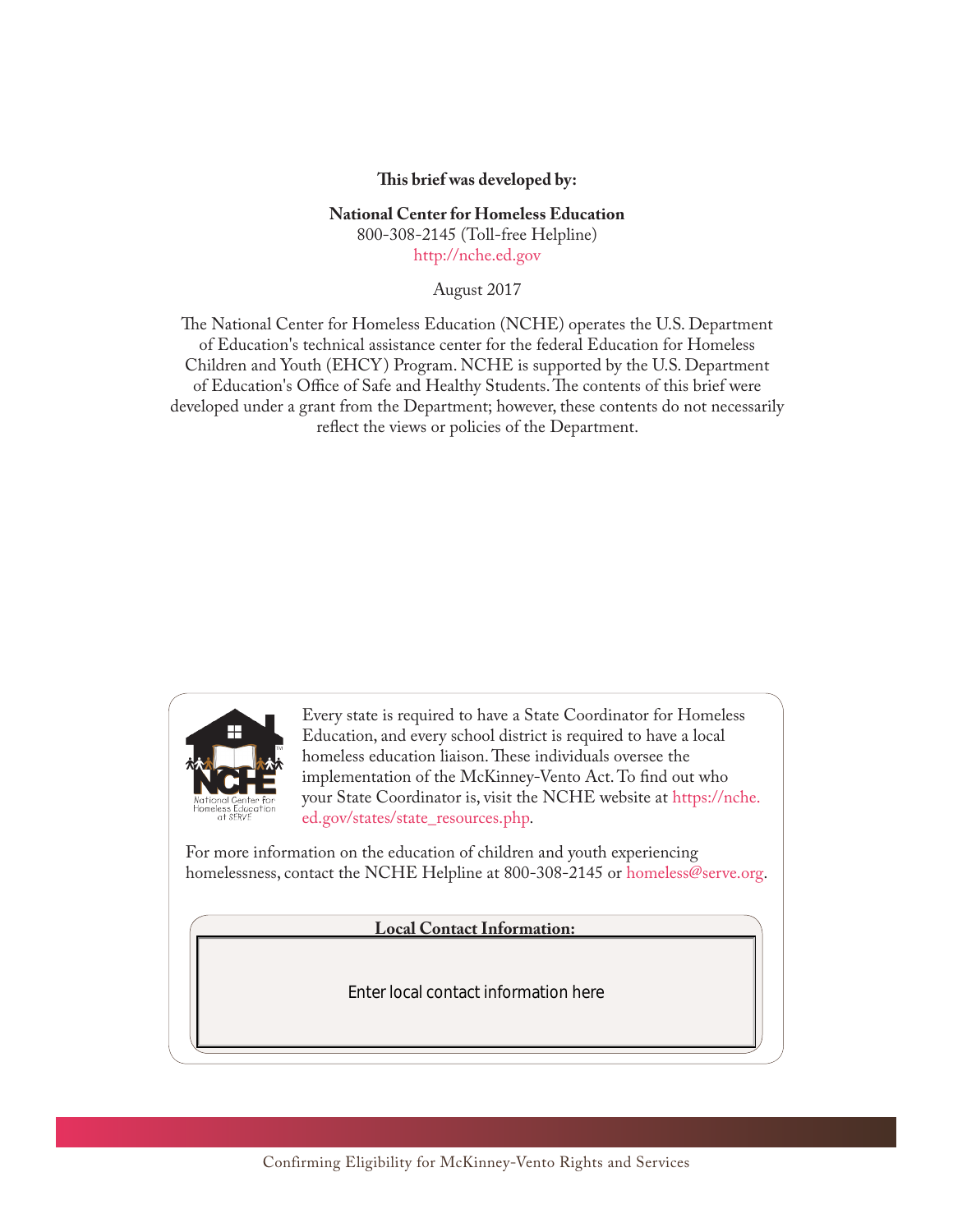**This brief was developed by:**

**National Center for Homeless Education**
800-308-2145 (Toll-free Helpline)
http://nche.ed.gov

August 2017

The National Center for Homeless Education (NCHE) operates the U.S. Department of Education's technical assistance center for the federal Education for Homeless Children and Youth (EHCY) Program. NCHE is supported by the U.S. Department of Education's Office of Safe and Healthy Students. The contents of this brief were developed under a grant from the Department; however, these contents do not necessarily reflect the views or policies of the Department.

Every state is required to have a State Coordinator for Homeless Education, and every school district is required to have a local homeless education liaison. These individuals oversee the implementation of the McKinney-Vento Act. To find out who your State Coordinator is, visit the NCHE website at https://nche.ed.gov/states/state_resources.php.

For more information on the education of children and youth experiencing homelessness, contact the NCHE Helpline at 800-308-2145 or homeless@serve.org.

**Local Contact Information:**

Enter local contact information here